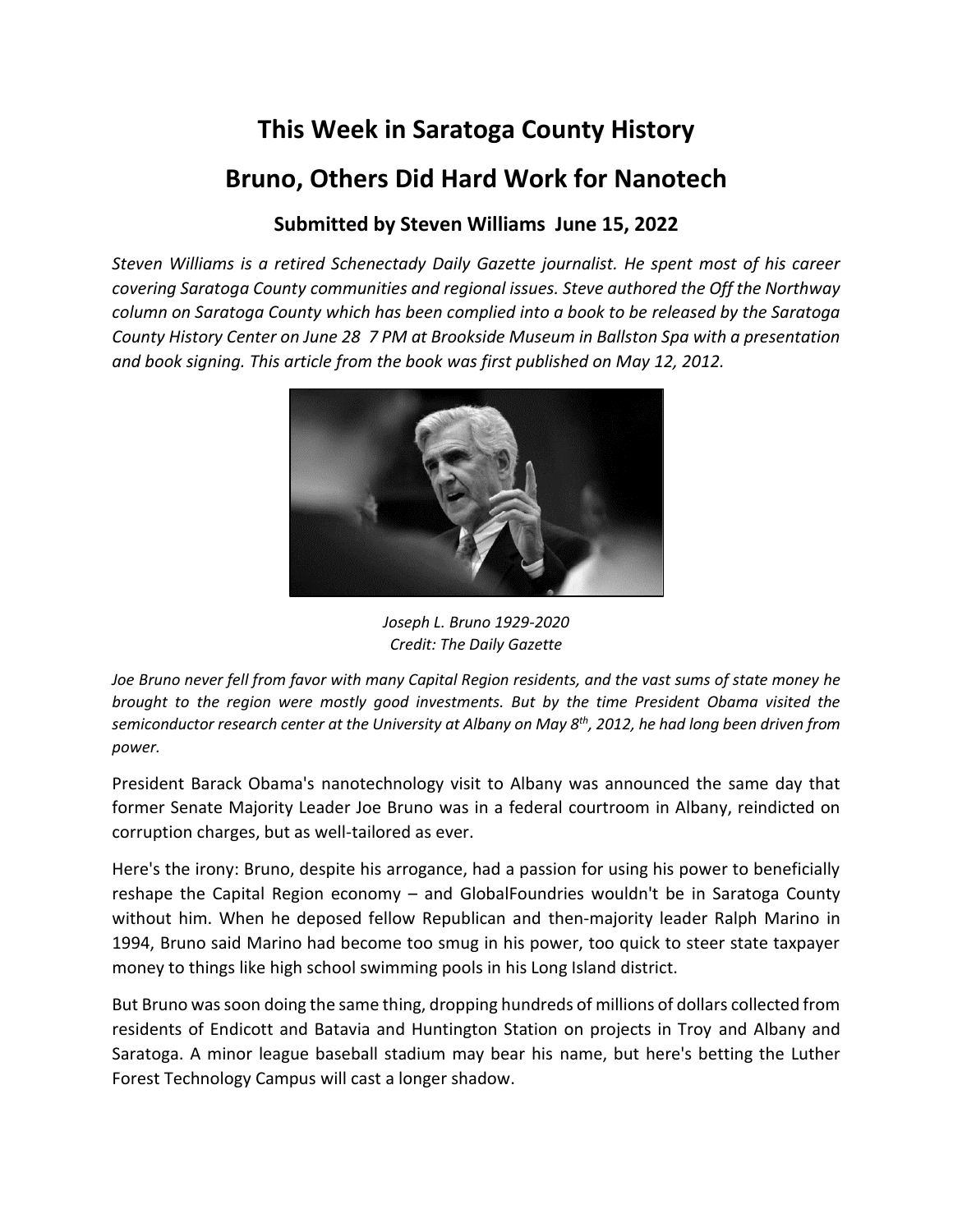# This Week in Saratoga County History

# Bruno, Others Did Hard Work for Nanotech

### Submitted by Steven Williams June 15, 2022

*Steven Williams is a retired Schenectady Daily Gazette journalist. He spent most of his career covering Saratoga County communities and regional issues. Steve authored the Off the Northway column on Saratoga County which has been complied into a book to be released by the Saratoga County History Center on June 28 7 PM at Brookside Museum in Ballston Spa with a presentation and book signing. This article from the book was first published on May 12, 2012.*

*Joseph L. Bruno 1929-2020*
*Credit: The Daily Gazette*

*Joe Bruno never fell from favor with many Capital Region residents, and the vast sums of state money he brought to the region were mostly good investments. But by the time President Obama visited the semiconductor research center at the University at Albany on May 8th, 2012, he had long been driven from power.*

President Barack Obama's nanotechnology visit to Albany was announced the same day that former Senate Majority Leader Joe Bruno was in a federal courtroom in Albany, reindicted on corruption charges, but as well-tailored as ever.

Here's the irony: Bruno, despite his arrogance, had a passion for using his power to beneficially reshape the Capital Region economy – and GlobalFoundries wouldn't be in Saratoga County without him. When he deposed fellow Republican and then-majority leader Ralph Marino in 1994, Bruno said Marino had become too smug in his power, too quick to steer state taxpayer money to things like high school swimming pools in his Long Island district.

But Bruno was soon doing the same thing, dropping hundreds of millions of dollars collected from residents of Endicott and Batavia and Huntington Station on projects in Troy and Albany and Saratoga. A minor league baseball stadium may bear his name, but here's betting the Luther Forest Technology Campus will cast a longer shadow.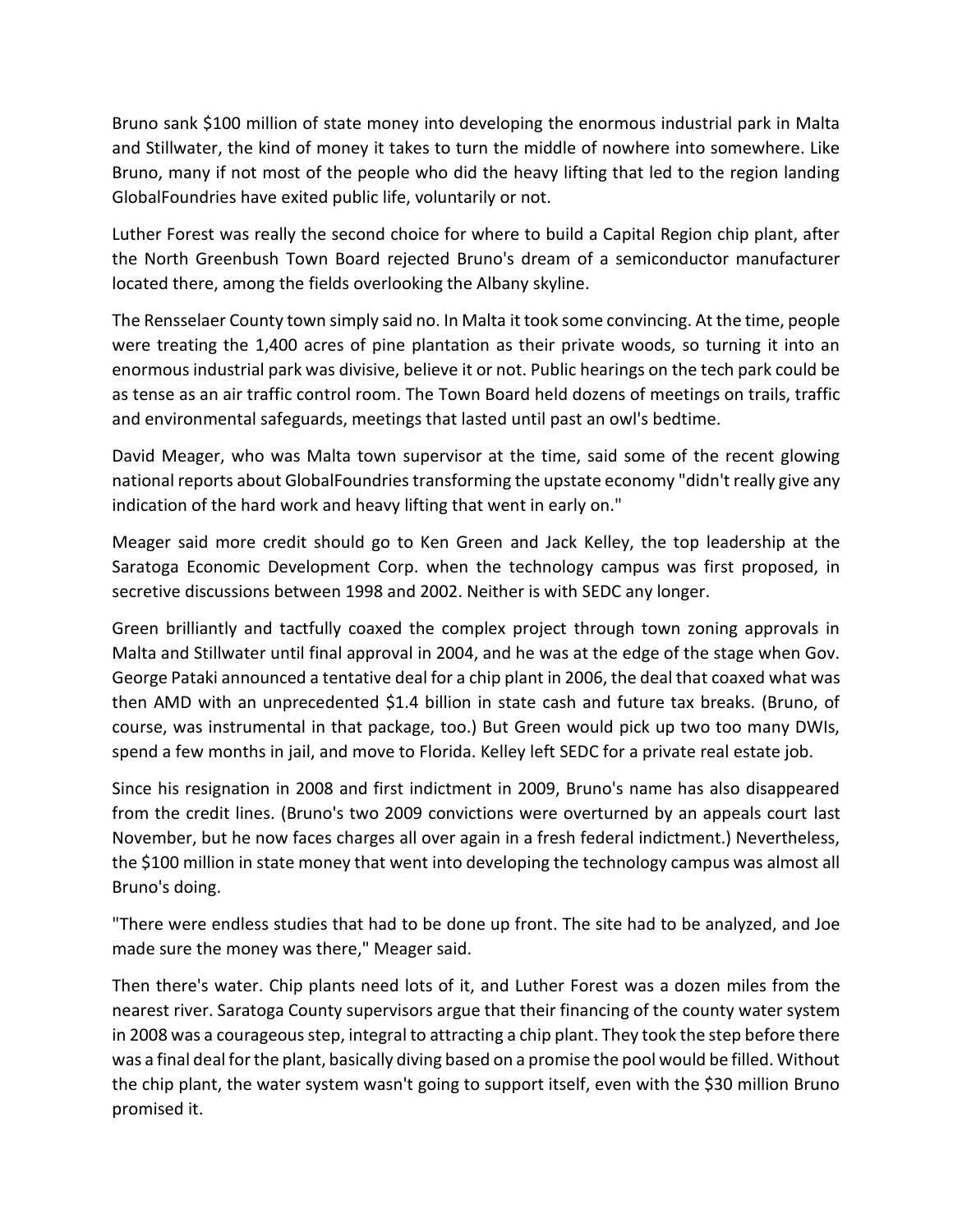Bruno sank $100 million of state money into developing the enormous industrial park in Malta and Stillwater, the kind of money it takes to turn the middle of nowhere into somewhere. Like Bruno, many if not most of the people who did the heavy lifting that led to the region landing GlobalFoundries have exited public life, voluntarily or not.

Luther Forest was really the second choice for where to build a Capital Region chip plant, after the North Greenbush Town Board rejected Bruno's dream of a semiconductor manufacturer located there, among the fields overlooking the Albany skyline.

The Rensselaer County town simply said no. In Malta it took some convincing. At the time, people were treating the 1,400 acres of pine plantation as their private woods, so turning it into an enormous industrial park was divisive, believe it or not. Public hearings on the tech park could be as tense as an air traffic control room. The Town Board held dozens of meetings on trails, traffic and environmental safeguards, meetings that lasted until past an owl's bedtime.

David Meager, who was Malta town supervisor at the time, said some of the recent glowing national reports about GlobalFoundries transforming the upstate economy "didn't really give any indication of the hard work and heavy lifting that went in early on."

Meager said more credit should go to Ken Green and Jack Kelley, the top leadership at the Saratoga Economic Development Corp. when the technology campus was first proposed, in secretive discussions between 1998 and 2002. Neither is with SEDC any longer.

Green brilliantly and tactfully coaxed the complex project through town zoning approvals in Malta and Stillwater until final approval in 2004, and he was at the edge of the stage when Gov. George Pataki announced a tentative deal for a chip plant in 2006, the deal that coaxed what was then AMD with an unprecedented $1.4 billion in state cash and future tax breaks. (Bruno, of course, was instrumental in that package, too.) But Green would pick up two too many DWIs, spend a few months in jail, and move to Florida. Kelley left SEDC for a private real estate job.

Since his resignation in 2008 and first indictment in 2009, Bruno's name has also disappeared from the credit lines. (Bruno's two 2009 convictions were overturned by an appeals court last November, but he now faces charges all over again in a fresh federal indictment.) Nevertheless, the $100 million in state money that went into developing the technology campus was almost all Bruno's doing.

"There were endless studies that had to be done up front. The site had to be analyzed, and Joe made sure the money was there," Meager said.

Then there's water. Chip plants need lots of it, and Luther Forest was a dozen miles from the nearest river. Saratoga County supervisors argue that their financing of the county water system in 2008 was a courageous step, integral to attracting a chip plant. They took the step before there was a final deal for the plant, basically diving based on a promise the pool would be filled. Without the chip plant, the water system wasn't going to support itself, even with the $30 million Bruno promised it.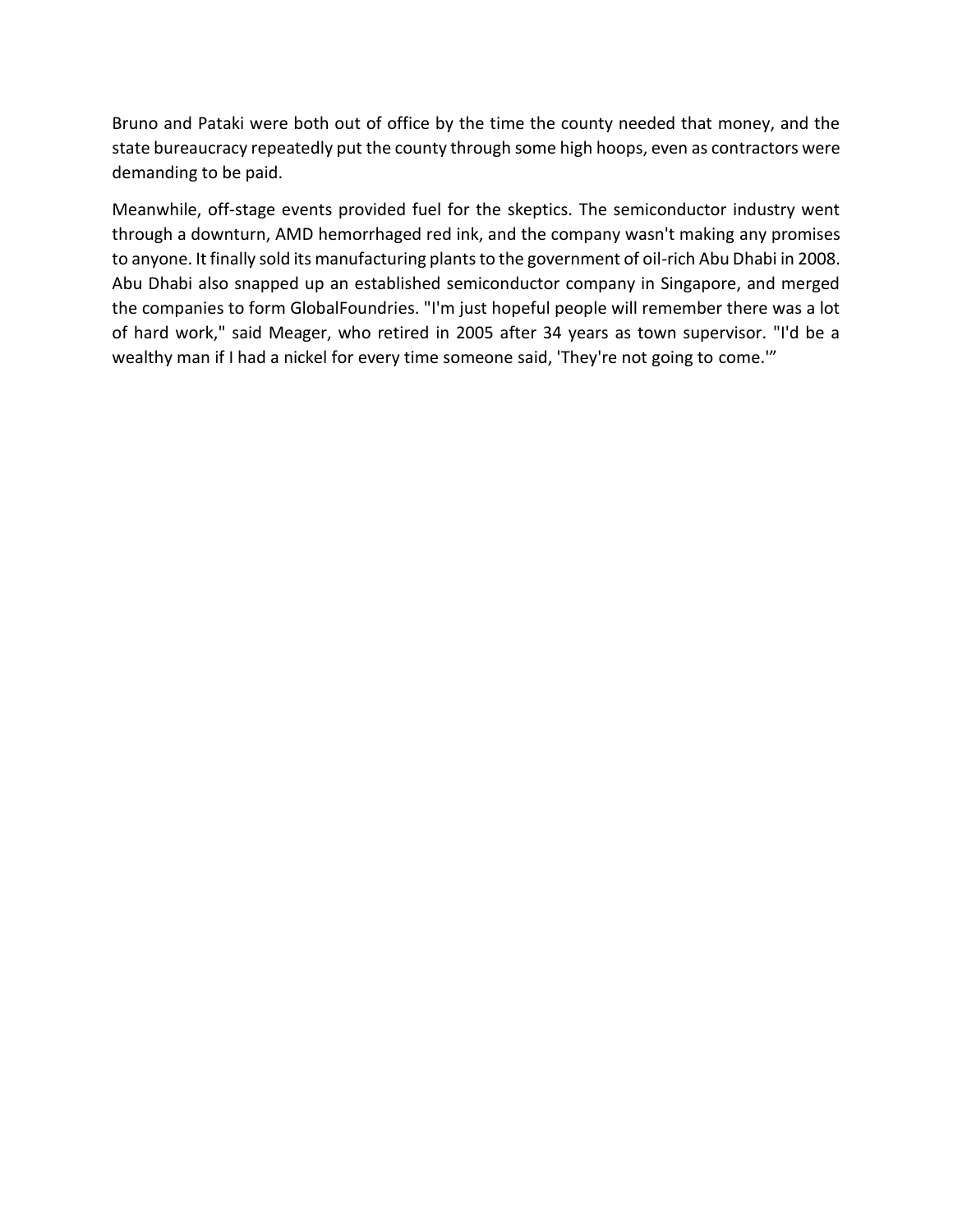Bruno and Pataki were both out of office by the time the county needed that money, and the state bureaucracy repeatedly put the county through some high hoops, even as contractors were demanding to be paid.

Meanwhile, off-stage events provided fuel for the skeptics. The semiconductor industry went through a downturn, AMD hemorrhaged red ink, and the company wasn't making any promises to anyone. It finally sold its manufacturing plants to the government of oil-rich Abu Dhabi in 2008. Abu Dhabi also snapped up an established semiconductor company in Singapore, and merged the companies to form GlobalFoundries. "I'm just hopeful people will remember there was a lot of hard work," said Meager, who retired in 2005 after 34 years as town supervisor. "I'd be a wealthy man if I had a nickel for every time someone said, 'They're not going to come.'"